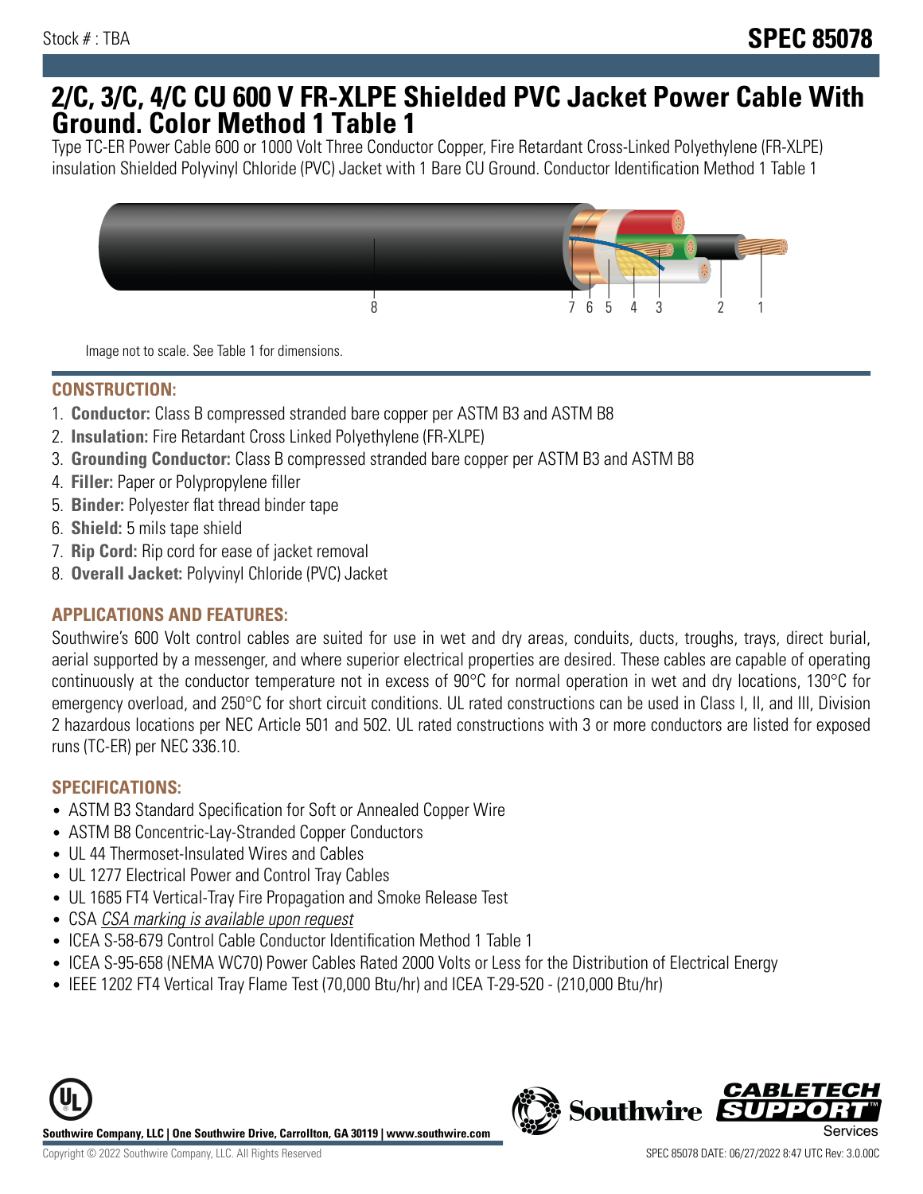Stock # : TBA

# SPEC 85078

# 2/C, 3/C, 4/C CU 600 V FR-XLPE Shielded PVC Jacket Power Cable With Ground. Color Method 1 Table 1

Type TC-ER Power Cable 600 or 1000 Volt Three Conductor Copper, Fire Retardant Cross-Linked Polyethylene (FR-XLPE) insulation Shielded Polyvinyl Chloride (PVC) Jacket with 1 Bare CU Ground. Conductor Identification Method 1 Table 1

8 7 6 5 4 3 2 1

Image not to scale. See Table 1 for dimensions.

## CONSTRUCTION:

1. **Conductor:** Class B compressed stranded bare copper per ASTM B3 and ASTM B8
2. **Insulation:** Fire Retardant Cross Linked Polyethylene (FR-XLPE)
3. **Grounding Conductor:** Class B compressed stranded bare copper per ASTM B3 and ASTM B8
4. **Filler:** Paper or Polypropylene filler
5. **Binder:** Polyester flat thread binder tape
6. **Shield:** 5 mils tape shield
7. **Rip Cord:** Rip cord for ease of jacket removal
8. **Overall Jacket:** Polyvinyl Chloride (PVC) Jacket

## APPLICATIONS AND FEATURES:

Southwire's 600 Volt control cables are suited for use in wet and dry areas, conduits, ducts, troughs, trays, direct burial, aerial supported by a messenger, and where superior electrical properties are desired. These cables are capable of operating continuously at the conductor temperature not in excess of 90°C for normal operation in wet and dry locations, 130°C for emergency overload, and 250°C for short circuit conditions. UL rated constructions can be used in Class I, II, and III, Division 2 hazardous locations per NEC Article 501 and 502. UL rated constructions with 3 or more conductors are listed for exposed runs (TC-ER) per NEC 336.10.

## SPECIFICATIONS:

- ASTM B3 Standard Specification for Soft or Annealed Copper Wire
- ASTM B8 Concentric-Lay-Stranded Copper Conductors
- UL 44 Thermoset-Insulated Wires and Cables
- UL 1277 Electrical Power and Control Tray Cables
- UL 1685 FT4 Vertical-Tray Fire Propagation and Smoke Release Test
- CSA *CSA marking is available upon request*
- ICEA S-58-679 Control Cable Conductor Identification Method 1 Table 1
- ICEA S-95-658 (NEMA WC70) Power Cables Rated 2000 Volts or Less for the Distribution of Electrical Energy
- IEEE 1202 FT4 Vertical Tray Flame Test (70,000 Btu/hr) and ICEA T-29-520 - (210,000 Btu/hr)

**Southwire Company, LLC | One Southwire Drive, Carrollton, GA 30119 | www.southwire.com**

Copyright © 2022 Southwire Company, LLC. All Rights Reserved

SPEC 85078 DATE: 06/27/2022 8:47 UTC Rev: 3.0.00C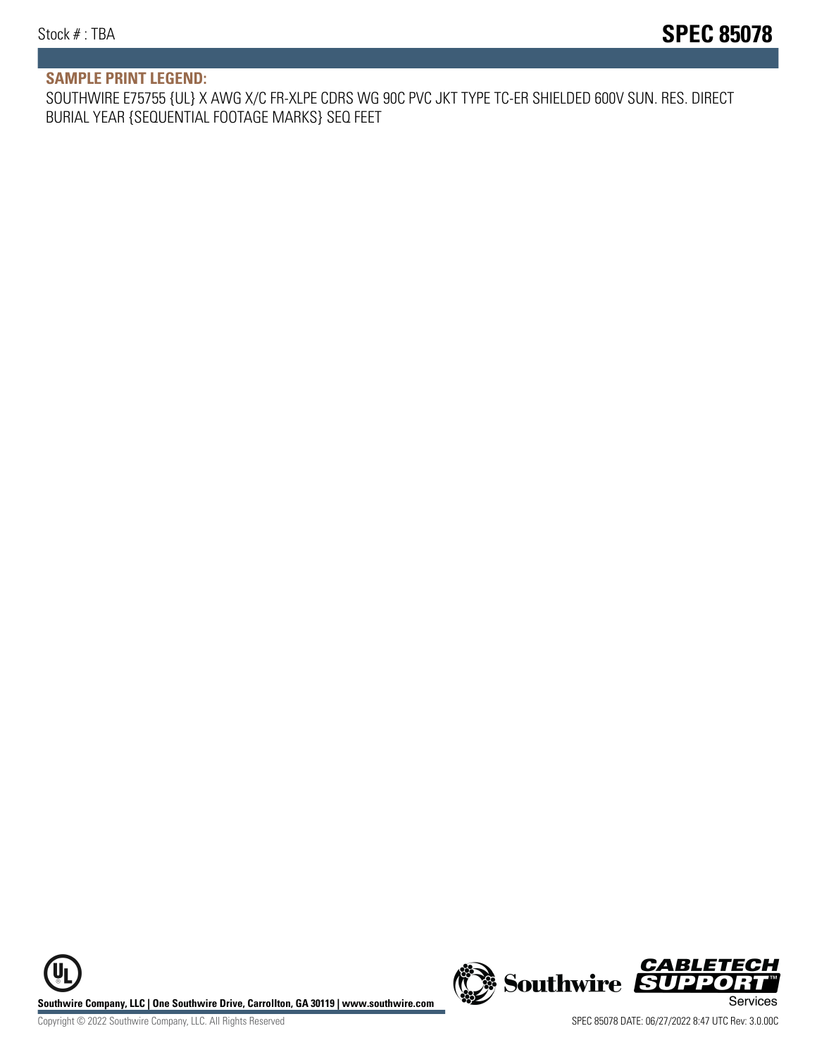## SAMPLE PRINT LEGEND:

SOUTHWIRE E75755 {UL} X AWG X/C FR-XLPE CDRS WG 90C PVC JKT TYPE TC-ER SHIELDED 600V SUN. RES. DIRECT BURIAL YEAR {SEQUENTIAL FOOTAGE MARKS} SEQ FEET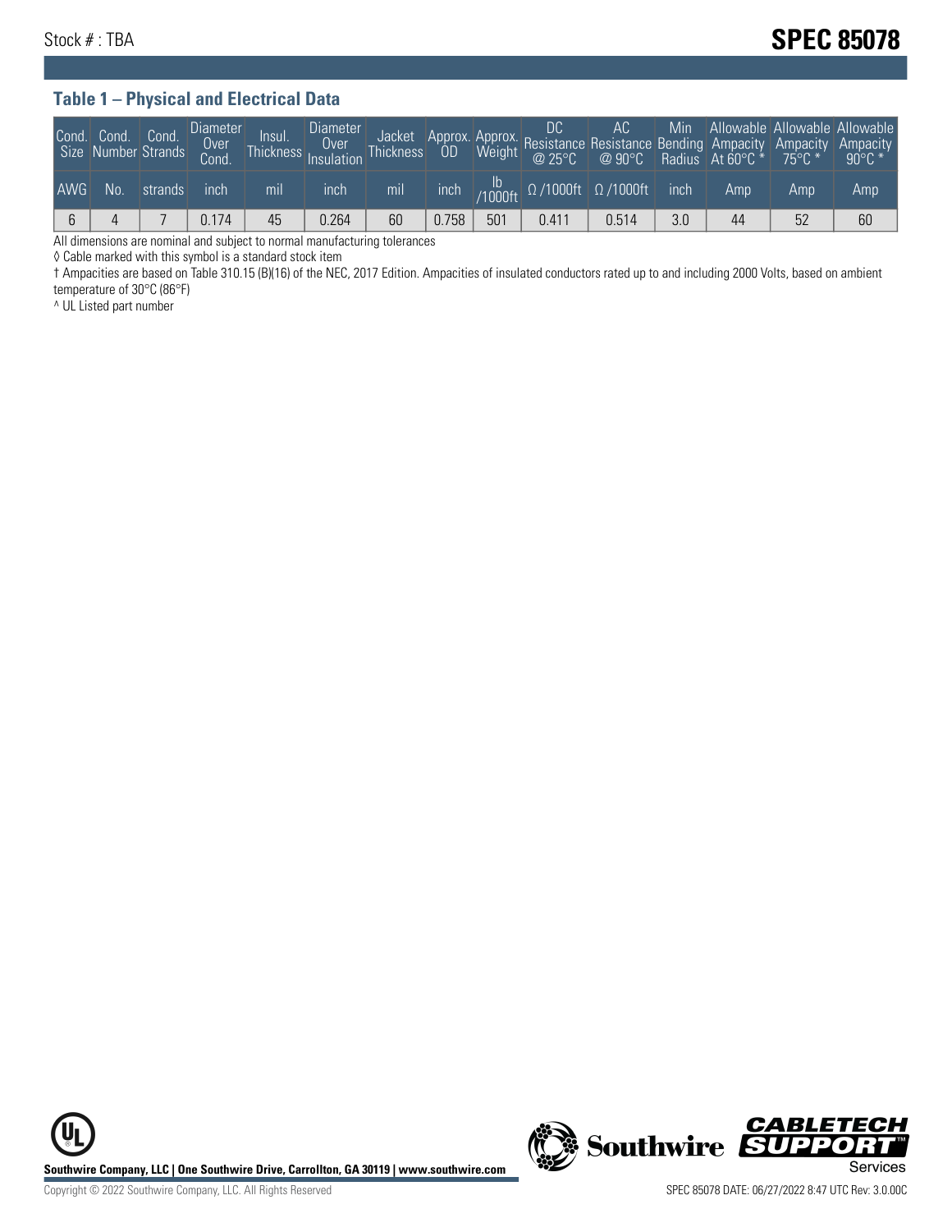### Table 1 – Physical and Electrical Data

| Cond. Size | Cond. Number | Cond. Strands | Diameter Over Cond. | Insul. Thickness | Diameter Over Insulation | Jacket Thickness | Approx. OD | Approx. Weight | DC Resistance @ 25°C | AC Resistance @ 90°C | Min Bending Radius | Allowable Ampacity At 60°C * | Allowable Ampacity 75°C * | Allowable Ampacity 90°C * |
|---|---|---|---|---|---|---|---|---|---|---|---|---|---|---|
| AWG | No. | strands | inch | mil | inch | mil | inch | lb /1000ft | Ω /1000ft | Ω /1000ft | inch | Amp | Amp | Amp |
| 6 | 4 | 7 | 0.174 | 45 | 0.264 | 60 | 0.758 | 501 | 0.411 | 0.514 | 3.0 | 44 | 52 | 60 |

All dimensions are nominal and subject to normal manufacturing tolerances

◊ Cable marked with this symbol is a standard stock item

† Ampacities are based on Table 310.15 (B)(16) of the NEC, 2017 Edition. Ampacities of insulated conductors rated up to and including 2000 Volts, based on ambient temperature of 30°C (86°F)

^ UL Listed part number